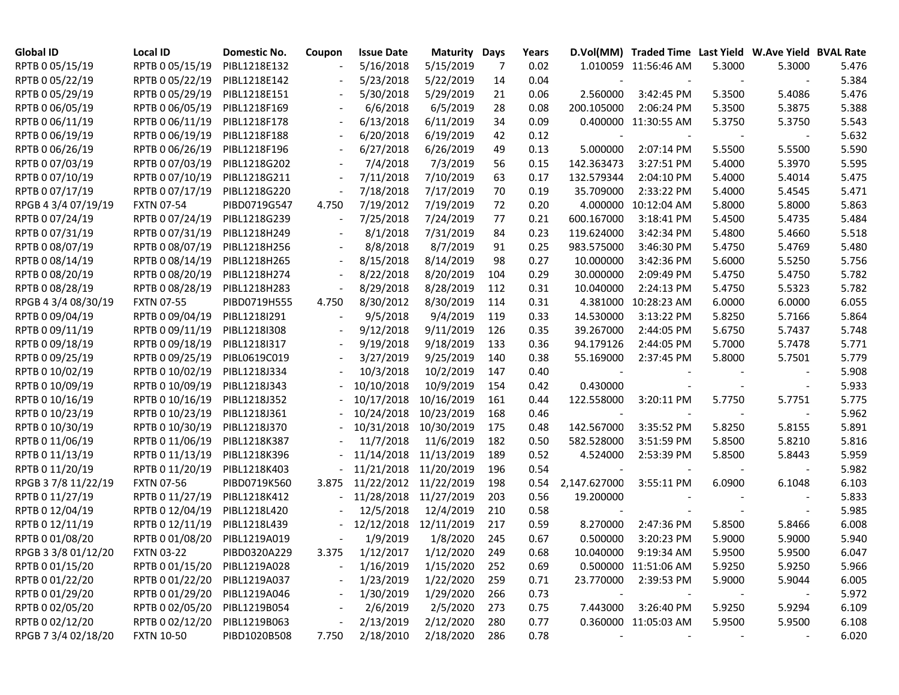| Global ID | Local ID | Domestic No. | Coupon | Issue Date | Maturity | Days | Years | D.Vol(MM) | Traded Time | Last Yield | W.Ave Yield | BVAL Rate |
|---|---|---|---|---|---|---|---|---|---|---|---|---|
| RPTB 0 05/15/19 | RPTB 0 05/15/19 | PIBL1218E132 | - | 5/16/2018 | 5/15/2019 | 7 | 0.02 | 1.010059 | 11:56:46 AM | 5.3000 | 5.3000 | 5.476 |
| RPTB 0 05/22/19 | RPTB 0 05/22/19 | PIBL1218E142 | - | 5/23/2018 | 5/22/2019 | 14 | 0.04 | - | - | - | - | 5.384 |
| RPTB 0 05/29/19 | RPTB 0 05/29/19 | PIBL1218E151 | - | 5/30/2018 | 5/29/2019 | 21 | 0.06 | 2.560000 | 3:42:45 PM | 5.3500 | 5.4086 | 5.476 |
| RPTB 0 06/05/19 | RPTB 0 06/05/19 | PIBL1218F169 | - | 6/6/2018 | 6/5/2019 | 28 | 0.08 | 200.105000 | 2:06:24 PM | 5.3500 | 5.3875 | 5.388 |
| RPTB 0 06/11/19 | RPTB 0 06/11/19 | PIBL1218F178 | - | 6/13/2018 | 6/11/2019 | 34 | 0.09 | 0.400000 | 11:30:55 AM | 5.3750 | 5.3750 | 5.543 |
| RPTB 0 06/19/19 | RPTB 0 06/19/19 | PIBL1218F188 | - | 6/20/2018 | 6/19/2019 | 42 | 0.12 | - | - | - | - | 5.632 |
| RPTB 0 06/26/19 | RPTB 0 06/26/19 | PIBL1218F196 | - | 6/27/2018 | 6/26/2019 | 49 | 0.13 | 5.000000 | 2:07:14 PM | 5.5500 | 5.5500 | 5.590 |
| RPTB 0 07/03/19 | RPTB 0 07/03/19 | PIBL1218G202 | - | 7/4/2018 | 7/3/2019 | 56 | 0.15 | 142.363473 | 3:27:51 PM | 5.4000 | 5.3970 | 5.595 |
| RPTB 0 07/10/19 | RPTB 0 07/10/19 | PIBL1218G211 | - | 7/11/2018 | 7/10/2019 | 63 | 0.17 | 132.579344 | 2:04:10 PM | 5.4000 | 5.4014 | 5.475 |
| RPTB 0 07/17/19 | RPTB 0 07/17/19 | PIBL1218G220 | - | 7/18/2018 | 7/17/2019 | 70 | 0.19 | 35.709000 | 2:33:22 PM | 5.4000 | 5.4545 | 5.471 |
| RPGB 4 3/4 07/19/19 | FXTN 07-54 | PIBD0719G547 | 4.750 | 7/19/2012 | 7/19/2019 | 72 | 0.20 | 4.000000 | 10:12:04 AM | 5.8000 | 5.8000 | 5.863 |
| RPTB 0 07/24/19 | RPTB 0 07/24/19 | PIBL1218G239 | - | 7/25/2018 | 7/24/2019 | 77 | 0.21 | 600.167000 | 3:18:41 PM | 5.4500 | 5.4735 | 5.484 |
| RPTB 0 07/31/19 | RPTB 0 07/31/19 | PIBL1218H249 | - | 8/1/2018 | 7/31/2019 | 84 | 0.23 | 119.624000 | 3:42:34 PM | 5.4800 | 5.4660 | 5.518 |
| RPTB 0 08/07/19 | RPTB 0 08/07/19 | PIBL1218H256 | - | 8/8/2018 | 8/7/2019 | 91 | 0.25 | 983.575000 | 3:46:30 PM | 5.4750 | 5.4769 | 5.480 |
| RPTB 0 08/14/19 | RPTB 0 08/14/19 | PIBL1218H265 | - | 8/15/2018 | 8/14/2019 | 98 | 0.27 | 10.000000 | 3:42:36 PM | 5.6000 | 5.5250 | 5.756 |
| RPTB 0 08/20/19 | RPTB 0 08/20/19 | PIBL1218H274 | - | 8/22/2018 | 8/20/2019 | 104 | 0.29 | 30.000000 | 2:09:49 PM | 5.4750 | 5.4750 | 5.782 |
| RPTB 0 08/28/19 | RPTB 0 08/28/19 | PIBL1218H283 | - | 8/29/2018 | 8/28/2019 | 112 | 0.31 | 10.040000 | 2:24:13 PM | 5.4750 | 5.5323 | 5.782 |
| RPGB 4 3/4 08/30/19 | FXTN 07-55 | PIBD0719H555 | 4.750 | 8/30/2012 | 8/30/2019 | 114 | 0.31 | 4.381000 | 10:28:23 AM | 6.0000 | 6.0000 | 6.055 |
| RPTB 0 09/04/19 | RPTB 0 09/04/19 | PIBL1218I291 | - | 9/5/2018 | 9/4/2019 | 119 | 0.33 | 14.530000 | 3:13:22 PM | 5.8250 | 5.7166 | 5.864 |
| RPTB 0 09/11/19 | RPTB 0 09/11/19 | PIBL1218I308 | - | 9/12/2018 | 9/11/2019 | 126 | 0.35 | 39.267000 | 2:44:05 PM | 5.6750 | 5.7437 | 5.748 |
| RPTB 0 09/18/19 | RPTB 0 09/18/19 | PIBL1218I317 | - | 9/19/2018 | 9/18/2019 | 133 | 0.36 | 94.179126 | 2:44:05 PM | 5.7000 | 5.7478 | 5.771 |
| RPTB 0 09/25/19 | RPTB 0 09/25/19 | PIBL0619C019 | - | 3/27/2019 | 9/25/2019 | 140 | 0.38 | 55.169000 | 2:37:45 PM | 5.8000 | 5.7501 | 5.779 |
| RPTB 0 10/02/19 | RPTB 0 10/02/19 | PIBL1218J334 | - | 10/3/2018 | 10/2/2019 | 147 | 0.40 | - | - | - | - | 5.908 |
| RPTB 0 10/09/19 | RPTB 0 10/09/19 | PIBL1218J343 | - | 10/10/2018 | 10/9/2019 | 154 | 0.42 | 0.430000 | - | - | - | 5.933 |
| RPTB 0 10/16/19 | RPTB 0 10/16/19 | PIBL1218J352 | - | 10/17/2018 | 10/16/2019 | 161 | 0.44 | 122.558000 | 3:20:11 PM | 5.7750 | 5.7751 | 5.775 |
| RPTB 0 10/23/19 | RPTB 0 10/23/19 | PIBL1218J361 | - | 10/24/2018 | 10/23/2019 | 168 | 0.46 | - | - | - | - | 5.962 |
| RPTB 0 10/30/19 | RPTB 0 10/30/19 | PIBL1218J370 | - | 10/31/2018 | 10/30/2019 | 175 | 0.48 | 142.567000 | 3:35:52 PM | 5.8250 | 5.8155 | 5.891 |
| RPTB 0 11/06/19 | RPTB 0 11/06/19 | PIBL1218K387 | - | 11/7/2018 | 11/6/2019 | 182 | 0.50 | 582.528000 | 3:51:59 PM | 5.8500 | 5.8210 | 5.816 |
| RPTB 0 11/13/19 | RPTB 0 11/13/19 | PIBL1218K396 | - | 11/14/2018 | 11/13/2019 | 189 | 0.52 | 4.524000 | 2:53:39 PM | 5.8500 | 5.8443 | 5.959 |
| RPTB 0 11/20/19 | RPTB 0 11/20/19 | PIBL1218K403 | - | 11/21/2018 | 11/20/2019 | 196 | 0.54 | - | - | - | - | 5.982 |
| RPGB 3 7/8 11/22/19 | FXTN 07-56 | PIBD0719K560 | 3.875 | 11/22/2012 | 11/22/2019 | 198 | 0.54 | 2,147.627000 | 3:55:11 PM | 6.0900 | 6.1048 | 6.103 |
| RPTB 0 11/27/19 | RPTB 0 11/27/19 | PIBL1218K412 | - | 11/28/2018 | 11/27/2019 | 203 | 0.56 | 19.200000 | - | - | - | 5.833 |
| RPTB 0 12/04/19 | RPTB 0 12/04/19 | PIBL1218L420 | - | 12/5/2018 | 12/4/2019 | 210 | 0.58 | - | - | - | - | 5.985 |
| RPTB 0 12/11/19 | RPTB 0 12/11/19 | PIBL1218L439 | - | 12/12/2018 | 12/11/2019 | 217 | 0.59 | 8.270000 | 2:47:36 PM | 5.8500 | 5.8466 | 6.008 |
| RPTB 0 01/08/20 | RPTB 0 01/08/20 | PIBL1219A019 | - | 1/9/2019 | 1/8/2020 | 245 | 0.67 | 0.500000 | 3:20:23 PM | 5.9000 | 5.9000 | 5.940 |
| RPGB 3 3/8 01/12/20 | FXTN 03-22 | PIBD0320A229 | 3.375 | 1/12/2017 | 1/12/2020 | 249 | 0.68 | 10.040000 | 9:19:34 AM | 5.9500 | 5.9500 | 6.047 |
| RPTB 0 01/15/20 | RPTB 0 01/15/20 | PIBL1219A028 | - | 1/16/2019 | 1/15/2020 | 252 | 0.69 | 0.500000 | 11:51:06 AM | 5.9250 | 5.9250 | 5.966 |
| RPTB 0 01/22/20 | RPTB 0 01/22/20 | PIBL1219A037 | - | 1/23/2019 | 1/22/2020 | 259 | 0.71 | 23.770000 | 2:39:53 PM | 5.9000 | 5.9044 | 6.005 |
| RPTB 0 01/29/20 | RPTB 0 01/29/20 | PIBL1219A046 | - | 1/30/2019 | 1/29/2020 | 266 | 0.73 | - | - | - | - | 5.972 |
| RPTB 0 02/05/20 | RPTB 0 02/05/20 | PIBL1219B054 | - | 2/6/2019 | 2/5/2020 | 273 | 0.75 | 7.443000 | 3:26:40 PM | 5.9250 | 5.9294 | 6.109 |
| RPTB 0 02/12/20 | RPTB 0 02/12/20 | PIBL1219B063 | - | 2/13/2019 | 2/12/2020 | 280 | 0.77 | 0.360000 | 11:05:03 AM | 5.9500 | 5.9500 | 6.108 |
| RPGB 7 3/4 02/18/20 | FXTN 10-50 | PIBD1020B508 | 7.750 | 2/18/2010 | 2/18/2020 | 286 | 0.78 | - | - | - | - | 6.020 |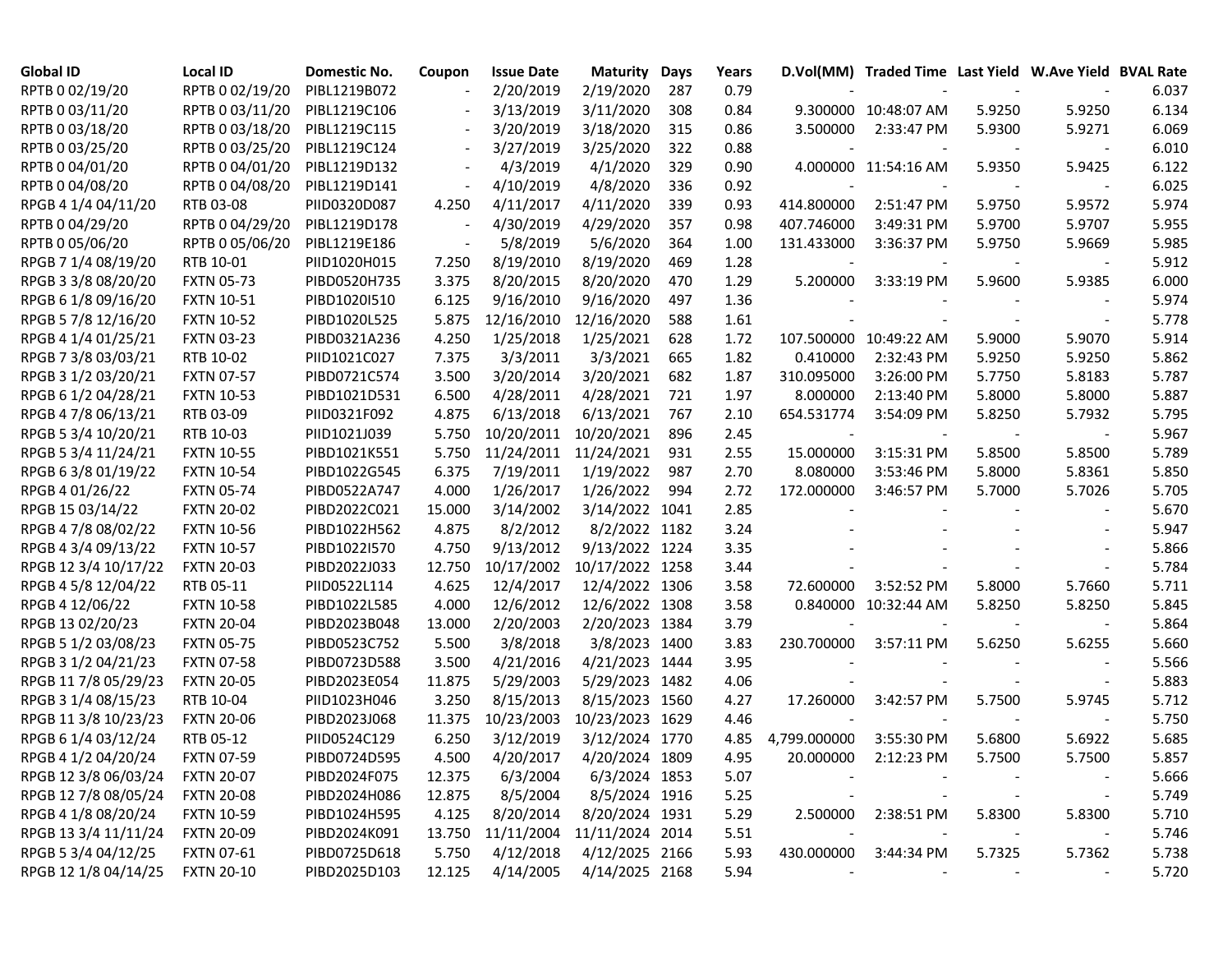| Global ID | Local ID | Domestic No. | Coupon | Issue Date | Maturity | Days | Years | D.Vol(MM) | Traded Time | Last Yield | W.Ave Yield | BVAL Rate |
|---|---|---|---|---|---|---|---|---|---|---|---|---|
| RPTB 0 02/19/20 | RPTB 0 02/19/20 | PIBL1219B072 | - | 2/20/2019 | 2/19/2020 | 287 | 0.79 | - | - | - | - | 6.037 |
| RPTB 0 03/11/20 | RPTB 0 03/11/20 | PIBL1219C106 | - | 3/13/2019 | 3/11/2020 | 308 | 0.84 | 9.300000 | 10:48:07 AM | 5.9250 | 5.9250 | 6.134 |
| RPTB 0 03/18/20 | RPTB 0 03/18/20 | PIBL1219C115 | - | 3/20/2019 | 3/18/2020 | 315 | 0.86 | 3.500000 | 2:33:47 PM | 5.9300 | 5.9271 | 6.069 |
| RPTB 0 03/25/20 | RPTB 0 03/25/20 | PIBL1219C124 | - | 3/27/2019 | 3/25/2020 | 322 | 0.88 | - | - | - | - | 6.010 |
| RPTB 0 04/01/20 | RPTB 0 04/01/20 | PIBL1219D132 | - | 4/3/2019 | 4/1/2020 | 329 | 0.90 | 4.000000 | 11:54:16 AM | 5.9350 | 5.9425 | 6.122 |
| RPTB 0 04/08/20 | RPTB 0 04/08/20 | PIBL1219D141 | - | 4/10/2019 | 4/8/2020 | 336 | 0.92 | - | - | - | - | 6.025 |
| RPGB 4 1/4 04/11/20 | RTB 03-08 | PIID0320D087 | 4.250 | 4/11/2017 | 4/11/2020 | 339 | 0.93 | 414.800000 | 2:51:47 PM | 5.9750 | 5.9572 | 5.974 |
| RPTB 0 04/29/20 | RPTB 0 04/29/20 | PIBL1219D178 | - | 4/30/2019 | 4/29/2020 | 357 | 0.98 | 407.746000 | 3:49:31 PM | 5.9700 | 5.9707 | 5.955 |
| RPTB 0 05/06/20 | RPTB 0 05/06/20 | PIBL1219E186 | - | 5/8/2019 | 5/6/2020 | 364 | 1.00 | 131.433000 | 3:36:37 PM | 5.9750 | 5.9669 | 5.985 |
| RPGB 7 1/4 08/19/20 | RTB 10-01 | PIID1020H015 | 7.250 | 8/19/2010 | 8/19/2020 | 469 | 1.28 | - | - | - | - | 5.912 |
| RPGB 3 3/8 08/20/20 | FXTN 05-73 | PIBD0520H735 | 3.375 | 8/20/2015 | 8/20/2020 | 470 | 1.29 | 5.200000 | 3:33:19 PM | 5.9600 | 5.9385 | 6.000 |
| RPGB 6 1/8 09/16/20 | FXTN 10-51 | PIBD1020I510 | 6.125 | 9/16/2010 | 9/16/2020 | 497 | 1.36 | - | - | - | - | 5.974 |
| RPGB 5 7/8 12/16/20 | FXTN 10-52 | PIBD1020L525 | 5.875 | 12/16/2010 | 12/16/2020 | 588 | 1.61 | - | - | - | - | 5.778 |
| RPGB 4 1/4 01/25/21 | FXTN 03-23 | PIBD0321A236 | 4.250 | 1/25/2018 | 1/25/2021 | 628 | 1.72 | 107.500000 | 10:49:22 AM | 5.9000 | 5.9070 | 5.914 |
| RPGB 7 3/8 03/03/21 | RTB 10-02 | PIID1021C027 | 7.375 | 3/3/2011 | 3/3/2021 | 665 | 1.82 | 0.410000 | 2:32:43 PM | 5.9250 | 5.9250 | 5.862 |
| RPGB 3 1/2 03/20/21 | FXTN 07-57 | PIBD0721C574 | 3.500 | 3/20/2014 | 3/20/2021 | 682 | 1.87 | 310.095000 | 3:26:00 PM | 5.7750 | 5.8183 | 5.787 |
| RPGB 6 1/2 04/28/21 | FXTN 10-53 | PIBD1021D531 | 6.500 | 4/28/2011 | 4/28/2021 | 721 | 1.97 | 8.000000 | 2:13:40 PM | 5.8000 | 5.8000 | 5.887 |
| RPGB 4 7/8 06/13/21 | RTB 03-09 | PIID0321F092 | 4.875 | 6/13/2018 | 6/13/2021 | 767 | 2.10 | 654.531774 | 3:54:09 PM | 5.8250 | 5.7932 | 5.795 |
| RPGB 5 3/4 10/20/21 | RTB 10-03 | PIID1021J039 | 5.750 | 10/20/2011 | 10/20/2021 | 896 | 2.45 | - | - | - | - | 5.967 |
| RPGB 5 3/4 11/24/21 | FXTN 10-55 | PIBD1021K551 | 5.750 | 11/24/2011 | 11/24/2021 | 931 | 2.55 | 15.000000 | 3:15:31 PM | 5.8500 | 5.8500 | 5.789 |
| RPGB 6 3/8 01/19/22 | FXTN 10-54 | PIBD1022G545 | 6.375 | 7/19/2011 | 1/19/2022 | 987 | 2.70 | 8.080000 | 3:53:46 PM | 5.8000 | 5.8361 | 5.850 |
| RPGB 4 01/26/22 | FXTN 05-74 | PIBD0522A747 | 4.000 | 1/26/2017 | 1/26/2022 | 994 | 2.72 | 172.000000 | 3:46:57 PM | 5.7000 | 5.7026 | 5.705 |
| RPGB 15 03/14/22 | FXTN 20-02 | PIBD2022C021 | 15.000 | 3/14/2002 | 3/14/2022 | 1041 | 2.85 | - | - | - | - | 5.670 |
| RPGB 4 7/8 08/02/22 | FXTN 10-56 | PIBD1022H562 | 4.875 | 8/2/2012 | 8/2/2022 | 1182 | 3.24 | - | - | - | - | 5.947 |
| RPGB 4 3/4 09/13/22 | FXTN 10-57 | PIBD1022I570 | 4.750 | 9/13/2012 | 9/13/2022 | 1224 | 3.35 | - | - | - | - | 5.866 |
| RPGB 12 3/4 10/17/22 | FXTN 20-03 | PIBD2022J033 | 12.750 | 10/17/2002 | 10/17/2022 | 1258 | 3.44 | - | - | - | - | 5.784 |
| RPGB 4 5/8 12/04/22 | RTB 05-11 | PIID0522L114 | 4.625 | 12/4/2017 | 12/4/2022 | 1306 | 3.58 | 72.600000 | 3:52:52 PM | 5.8000 | 5.7660 | 5.711 |
| RPGB 4 12/06/22 | FXTN 10-58 | PIBD1022L585 | 4.000 | 12/6/2012 | 12/6/2022 | 1308 | 3.58 | 0.840000 | 10:32:44 AM | 5.8250 | 5.8250 | 5.845 |
| RPGB 13 02/20/23 | FXTN 20-04 | PIBD2023B048 | 13.000 | 2/20/2003 | 2/20/2023 | 1384 | 3.79 | - | - | - | - | 5.864 |
| RPGB 5 1/2 03/08/23 | FXTN 05-75 | PIBD0523C752 | 5.500 | 3/8/2018 | 3/8/2023 | 1400 | 3.83 | 230.700000 | 3:57:11 PM | 5.6250 | 5.6255 | 5.660 |
| RPGB 3 1/2 04/21/23 | FXTN 07-58 | PIBD0723D588 | 3.500 | 4/21/2016 | 4/21/2023 | 1444 | 3.95 | - | - | - | - | 5.566 |
| RPGB 11 7/8 05/29/23 | FXTN 20-05 | PIBD2023E054 | 11.875 | 5/29/2003 | 5/29/2023 | 1482 | 4.06 | - | - | - | - | 5.883 |
| RPGB 3 1/4 08/15/23 | RTB 10-04 | PIID1023H046 | 3.250 | 8/15/2013 | 8/15/2023 | 1560 | 4.27 | 17.260000 | 3:42:57 PM | 5.7500 | 5.9745 | 5.712 |
| RPGB 11 3/8 10/23/23 | FXTN 20-06 | PIBD2023J068 | 11.375 | 10/23/2003 | 10/23/2023 | 1629 | 4.46 | - | - | - | - | 5.750 |
| RPGB 6 1/4 03/12/24 | RTB 05-12 | PIID0524C129 | 6.250 | 3/12/2019 | 3/12/2024 | 1770 | 4.85 | 4,799.000000 | 3:55:30 PM | 5.6800 | 5.6922 | 5.685 |
| RPGB 4 1/2 04/20/24 | FXTN 07-59 | PIBD0724D595 | 4.500 | 4/20/2017 | 4/20/2024 | 1809 | 4.95 | 20.000000 | 2:12:23 PM | 5.7500 | 5.7500 | 5.857 |
| RPGB 12 3/8 06/03/24 | FXTN 20-07 | PIBD2024F075 | 12.375 | 6/3/2004 | 6/3/2024 | 1853 | 5.07 | - | - | - | - | 5.666 |
| RPGB 12 7/8 08/05/24 | FXTN 20-08 | PIBD2024H086 | 12.875 | 8/5/2004 | 8/5/2024 | 1916 | 5.25 | - | - | - | - | 5.749 |
| RPGB 4 1/8 08/20/24 | FXTN 10-59 | PIBD1024H595 | 4.125 | 8/20/2014 | 8/20/2024 | 1931 | 5.29 | 2.500000 | 2:38:51 PM | 5.8300 | 5.8300 | 5.710 |
| RPGB 13 3/4 11/11/24 | FXTN 20-09 | PIBD2024K091 | 13.750 | 11/11/2004 | 11/11/2024 | 2014 | 5.51 | - | - | - | - | 5.746 |
| RPGB 5 3/4 04/12/25 | FXTN 07-61 | PIBD0725D618 | 5.750 | 4/12/2018 | 4/12/2025 | 2166 | 5.93 | 430.000000 | 3:44:34 PM | 5.7325 | 5.7362 | 5.738 |
| RPGB 12 1/8 04/14/25 | FXTN 20-10 | PIBD2025D103 | 12.125 | 4/14/2005 | 4/14/2025 | 2168 | 5.94 | - | - | - | - | 5.720 |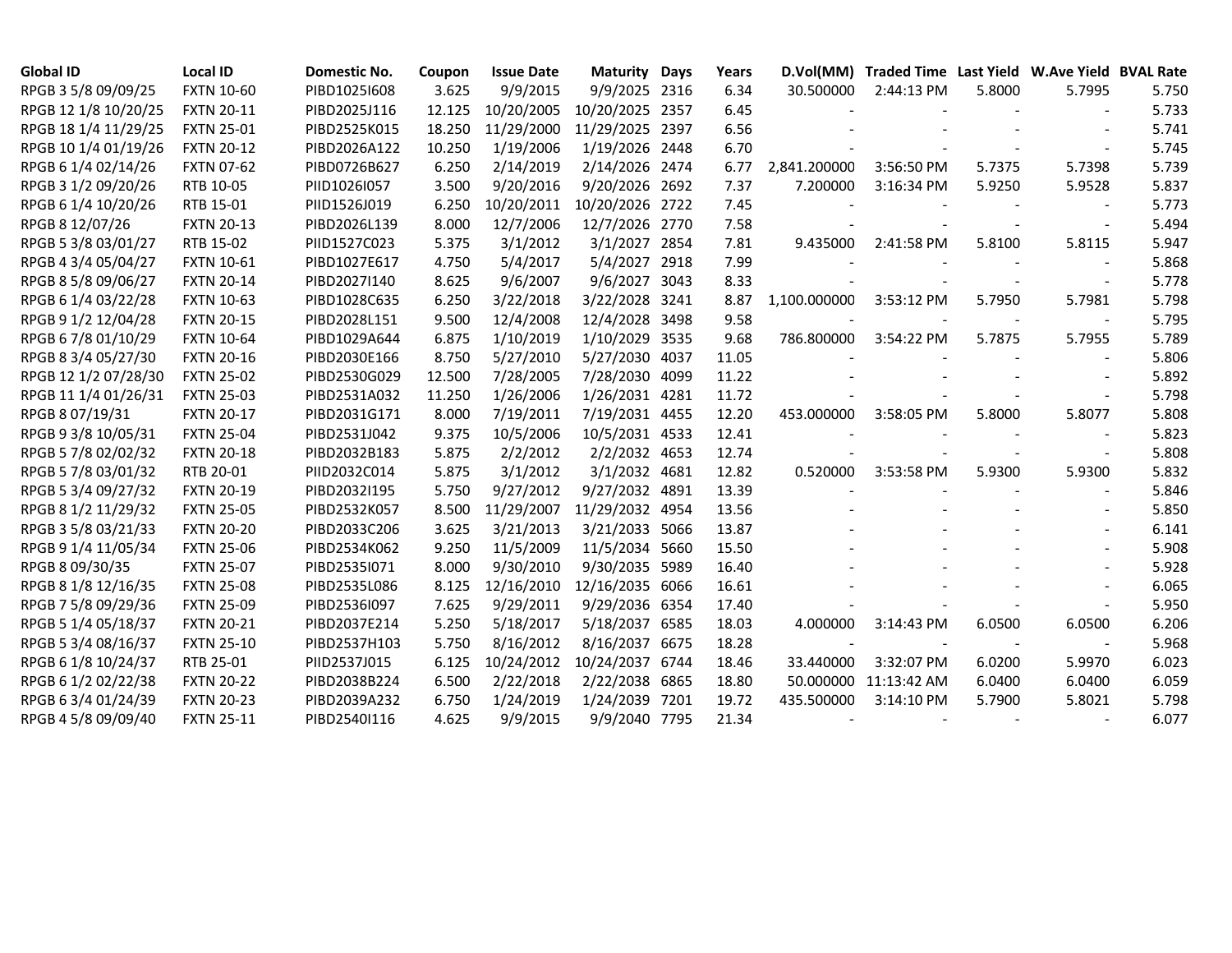| Global ID | Local ID | Domestic No. | Coupon | Issue Date | Maturity | Days | Years | D.Vol(MM) | Traded Time | Last Yield | W.Ave Yield | BVAL Rate |
|---|---|---|---|---|---|---|---|---|---|---|---|---|
| RPGB 3 5/8 09/09/25 | FXTN 10-60 | PIBD1025I608 | 3.625 | 9/9/2015 | 9/9/2025 | 2316 | 6.34 | 30.500000 | 2:44:13 PM | 5.8000 | 5.7995 | 5.750 |
| RPGB 12 1/8 10/20/25 | FXTN 20-11 | PIBD2025J116 | 12.125 | 10/20/2005 | 10/20/2025 | 2357 | 6.45 | - | - | - | - | 5.733 |
| RPGB 18 1/4 11/29/25 | FXTN 25-01 | PIBD2525K015 | 18.250 | 11/29/2000 | 11/29/2025 | 2397 | 6.56 | - | - | - | - | 5.741 |
| RPGB 10 1/4 01/19/26 | FXTN 20-12 | PIBD2026A122 | 10.250 | 1/19/2006 | 1/19/2026 | 2448 | 6.70 | - | - | - | - | 5.745 |
| RPGB 6 1/4 02/14/26 | FXTN 07-62 | PIBD0726B627 | 6.250 | 2/14/2019 | 2/14/2026 | 2474 | 6.77 | 2,841.200000 | 3:56:50 PM | 5.7375 | 5.7398 | 5.739 |
| RPGB 3 1/2 09/20/26 | RTB 10-05 | PIID1026I057 | 3.500 | 9/20/2016 | 9/20/2026 | 2692 | 7.37 | 7.200000 | 3:16:34 PM | 5.9250 | 5.9528 | 5.837 |
| RPGB 6 1/4 10/20/26 | RTB 15-01 | PIID1526J019 | 6.250 | 10/20/2011 | 10/20/2026 | 2722 | 7.45 | - | - | - | - | 5.773 |
| RPGB 8 12/07/26 | FXTN 20-13 | PIBD2026L139 | 8.000 | 12/7/2006 | 12/7/2026 | 2770 | 7.58 | - | - | - | - | 5.494 |
| RPGB 5 3/8 03/01/27 | RTB 15-02 | PIID1527C023 | 5.375 | 3/1/2012 | 3/1/2027 | 2854 | 7.81 | 9.435000 | 2:41:58 PM | 5.8100 | 5.8115 | 5.947 |
| RPGB 4 3/4 05/04/27 | FXTN 10-61 | PIBD1027E617 | 4.750 | 5/4/2017 | 5/4/2027 | 2918 | 7.99 | - | - | - | - | 5.868 |
| RPGB 8 5/8 09/06/27 | FXTN 20-14 | PIBD2027I140 | 8.625 | 9/6/2007 | 9/6/2027 | 3043 | 8.33 | - | - | - | - | 5.778 |
| RPGB 6 1/4 03/22/28 | FXTN 10-63 | PIBD1028C635 | 6.250 | 3/22/2018 | 3/22/2028 | 3241 | 8.87 | 1,100.000000 | 3:53:12 PM | 5.7950 | 5.7981 | 5.798 |
| RPGB 9 1/2 12/04/28 | FXTN 20-15 | PIBD2028L151 | 9.500 | 12/4/2008 | 12/4/2028 | 3498 | 9.58 | - | - | - | - | 5.795 |
| RPGB 6 7/8 01/10/29 | FXTN 10-64 | PIBD1029A644 | 6.875 | 1/10/2019 | 1/10/2029 | 3535 | 9.68 | 786.800000 | 3:54:22 PM | 5.7875 | 5.7955 | 5.789 |
| RPGB 8 3/4 05/27/30 | FXTN 20-16 | PIBD2030E166 | 8.750 | 5/27/2010 | 5/27/2030 | 4037 | 11.05 | - | - | - | - | 5.806 |
| RPGB 12 1/2 07/28/30 | FXTN 25-02 | PIBD2530G029 | 12.500 | 7/28/2005 | 7/28/2030 | 4099 | 11.22 | - | - | - | - | 5.892 |
| RPGB 11 1/4 01/26/31 | FXTN 25-03 | PIBD2531A032 | 11.250 | 1/26/2006 | 1/26/2031 | 4281 | 11.72 | - | - | - | - | 5.798 |
| RPGB 8 07/19/31 | FXTN 20-17 | PIBD2031G171 | 8.000 | 7/19/2011 | 7/19/2031 | 4455 | 12.20 | 453.000000 | 3:58:05 PM | 5.8000 | 5.8077 | 5.808 |
| RPGB 9 3/8 10/05/31 | FXTN 25-04 | PIBD2531J042 | 9.375 | 10/5/2006 | 10/5/2031 | 4533 | 12.41 | - | - | - | - | 5.823 |
| RPGB 5 7/8 02/02/32 | FXTN 20-18 | PIBD2032B183 | 5.875 | 2/2/2012 | 2/2/2032 | 4653 | 12.74 | - | - | - | - | 5.808 |
| RPGB 5 7/8 03/01/32 | RTB 20-01 | PIID2032C014 | 5.875 | 3/1/2012 | 3/1/2032 | 4681 | 12.82 | 0.520000 | 3:53:58 PM | 5.9300 | 5.9300 | 5.832 |
| RPGB 5 3/4 09/27/32 | FXTN 20-19 | PIBD2032I195 | 5.750 | 9/27/2012 | 9/27/2032 | 4891 | 13.39 | - | - | - | - | 5.846 |
| RPGB 8 1/2 11/29/32 | FXTN 25-05 | PIBD2532K057 | 8.500 | 11/29/2007 | 11/29/2032 | 4954 | 13.56 | - | - | - | - | 5.850 |
| RPGB 3 5/8 03/21/33 | FXTN 20-20 | PIBD2033C206 | 3.625 | 3/21/2013 | 3/21/2033 | 5066 | 13.87 | - | - | - | - | 6.141 |
| RPGB 9 1/4 11/05/34 | FXTN 25-06 | PIBD2534K062 | 9.250 | 11/5/2009 | 11/5/2034 | 5660 | 15.50 | - | - | - | - | 5.908 |
| RPGB 8 09/30/35 | FXTN 25-07 | PIBD2535I071 | 8.000 | 9/30/2010 | 9/30/2035 | 5989 | 16.40 | - | - | - | - | 5.928 |
| RPGB 8 1/8 12/16/35 | FXTN 25-08 | PIBD2535L086 | 8.125 | 12/16/2010 | 12/16/2035 | 6066 | 16.61 | - | - | - | - | 6.065 |
| RPGB 7 5/8 09/29/36 | FXTN 25-09 | PIBD2536I097 | 7.625 | 9/29/2011 | 9/29/2036 | 6354 | 17.40 | - | - | - | - | 5.950 |
| RPGB 5 1/4 05/18/37 | FXTN 20-21 | PIBD2037E214 | 5.250 | 5/18/2017 | 5/18/2037 | 6585 | 18.03 | 4.000000 | 3:14:43 PM | 6.0500 | 6.0500 | 6.206 |
| RPGB 5 3/4 08/16/37 | FXTN 25-10 | PIBD2537H103 | 5.750 | 8/16/2012 | 8/16/2037 | 6675 | 18.28 | - | - | - | - | 5.968 |
| RPGB 6 1/8 10/24/37 | RTB 25-01 | PIID2537J015 | 6.125 | 10/24/2012 | 10/24/2037 | 6744 | 18.46 | 33.440000 | 3:32:07 PM | 6.0200 | 5.9970 | 6.023 |
| RPGB 6 1/2 02/22/38 | FXTN 20-22 | PIBD2038B224 | 6.500 | 2/22/2018 | 2/22/2038 | 6865 | 18.80 | 50.000000 | 11:13:42 AM | 6.0400 | 6.0400 | 6.059 |
| RPGB 6 3/4 01/24/39 | FXTN 20-23 | PIBD2039A232 | 6.750 | 1/24/2019 | 1/24/2039 | 7201 | 19.72 | 435.500000 | 3:14:10 PM | 5.7900 | 5.8021 | 5.798 |
| RPGB 4 5/8 09/09/40 | FXTN 25-11 | PIBD2540I116 | 4.625 | 9/9/2015 | 9/9/2040 | 7795 | 21.34 | - | - | - | - | 6.077 |